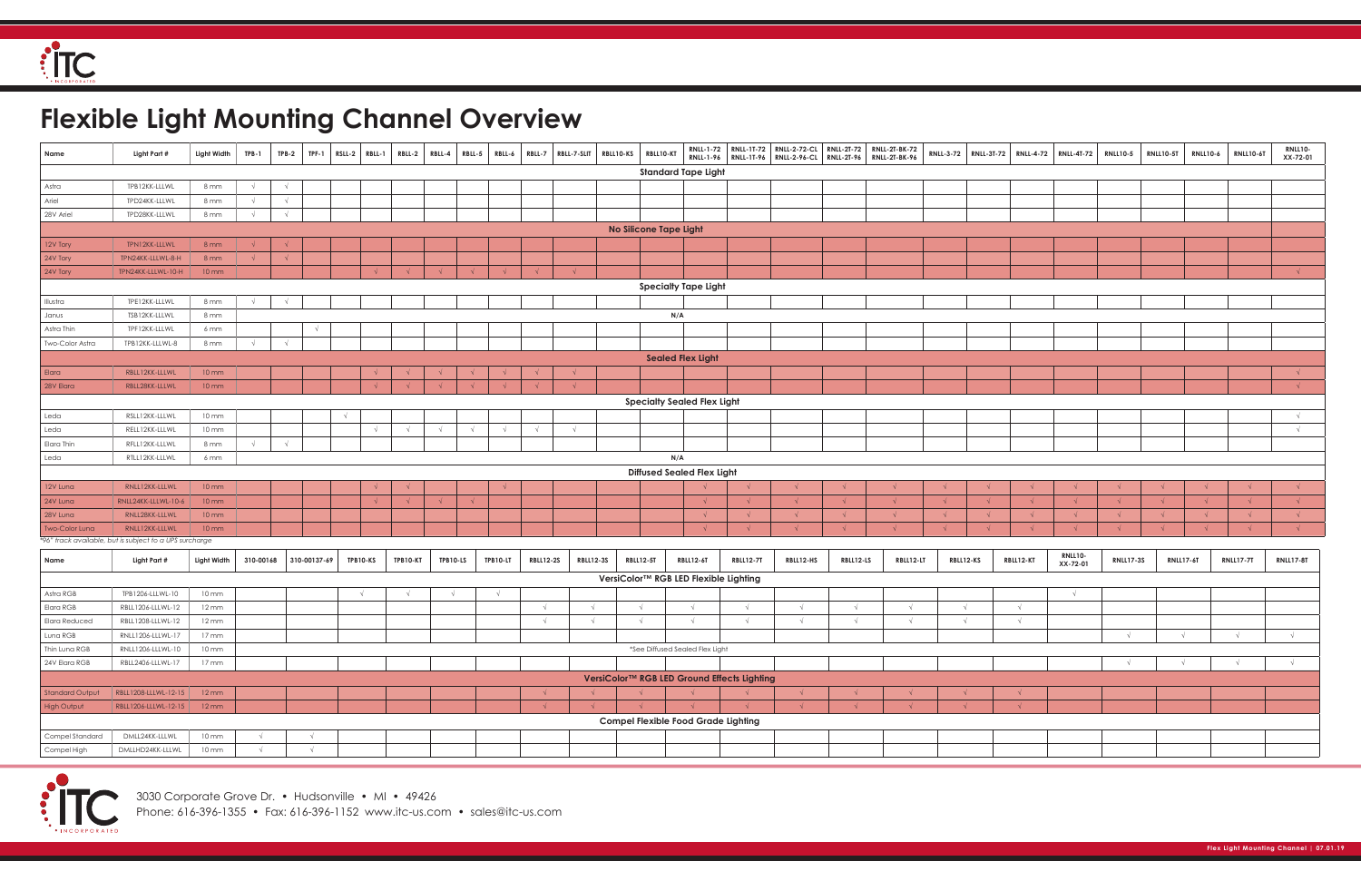# Flexible Light Mounting Channel Overview

| Name | Light Part # | Light Width | TPB-1 | TPB-2 | TPF-1 | RSLL-2 | RBLL-1 | RBLL-2 | RBLL-4 | RBLL-5 | RBLL-6 | RBLL-7 | RBLL-7-SLIT | RBLL10-KS | RBLL10-KT | RNLL-1-72 RNLL-1-96 | RNLL-1T-72 RNLL-1T-96 | RNLL-2-72-CL RNLL-2-96-CL | RNLL-2T-72 RNLL-2T-96 | RNLL-2T-BK-72 RNLL-2T-BK-96 | RNLL-3-72 | RNLL-3T-72 | RNLL-4-72 | RNLL-4T-72 | RNLL10-5 | RNLL10-5T | RNLL10-6 | RNLL10-6T | RNLL10-XX-72-01 |
|---|---|---|---|---|---|---|---|---|---|---|---|---|---|---|---|---|---|---|---|---|---|---|---|---|---|---|---|---|---|
| **Standard Tape Light** | | | | | | | | | | | | | | | | | | | | | | | | | | | | | |
| Astra | TPB12KK-LLLWL | 8 mm | √ | √ | | | | | | | | | | | | | | | | | | | | | | | | | |
| Ariel | TPD24KK-LLLWL | 8 mm | √ | √ | | | | | | | | | | | | | | | | | | | | | | | | | |
| 28V Ariel | TPD28KK-LLLWL | 8 mm | √ | √ | | | | | | | | | | | | | | | | | | | | | | | | | |
| **No Silicone Tape Light** | | | | | | | | | | | | | | | | | | | | | | | | | | | | | |
| 12V Tory | TPN12KK-LLLWL | 8 mm | √ | √ | | | | | | | | | | | | | | | | | | | | | | | | | |
| 24V Tory | TPN24KK-LLLWL-8-H | 8 mm | √ | √ | | | | | | | | | | | | | | | | | | | | | | | | | |
| 24V Tory | TPN24KK-LLLWL-10-H | 10 mm | | | | | √ | √ | √ | √ | √ | √ | √ | | | | | | | | | | | | | | | | √ |
| **Specialty Tape Light** | | | | | | | | | | | | | | | | | | | | | | | | | | | | | |
| Illustra | TPE12KK-LLLWL | 8 mm | √ | √ | | | | | | | | | | | | | | | | | | | | | | | | | |
| Janus | TSB12KK-LLLWL | 8 mm | N/A | | | | | | | | | | | | | | | | | | | | | | | | | | |
| Astra Thin | TPF12KK-LLLWL | 6 mm | | | √ | | | | | | | | | | | | | | | | | | | | | | | | |
| Two-Color Astra | TPB12KK-LLLWL-8 | 8 mm | √ | √ | | | | | | | | | | | | | | | | | | | | | | | | | |
| **Sealed Flex Light** | | | | | | | | | | | | | | | | | | | | | | | | | | | | | |
| Elara | RBLL12KK-LLLWL | 10 mm | | | | | √ | √ | √ | √ | √ | √ | √ | | | | | | | | | | | | | | | | √ |
| 28V Elara | RBLL28KK-LLLWL | 10 mm | | | | | √ | √ | √ | √ | √ | √ | √ | | | | | | | | | | | | | | | | √ |
| **Specialty Sealed Flex Light** | | | | | | | | | | | | | | | | | | | | | | | | | | | | | |
| Leda | RSLL12KK-LLLWL | 10 mm | | | | √ | | | | | | | | | | | | | | | | | | | | | | | √ |
| Leda | RELL12KK-LLLWL | 10 mm | | | | | √ | √ | √ | √ | √ | √ | √ | | | | | | | | | | | | | | | | √ |
| Elara Thin | RFLL12KK-LLLWL | 8 mm | √ | √ | | | | | | | | | | | | | | | | | | | | | | | | | |
| Leda | RTLL12KK-LLLWL | 6 mm | N/A | | | | | | | | | | | | | | | | | | | | | | | | | | |
| **Diffused Sealed Flex Light** | | | | | | | | | | | | | | | | | | | | | | | | | | | | | |
| 12V Luna | RNLL12KK-LLLWL | 10 mm | | | | | √ | √ | | | √ | | | | | √ | √ | √ | √ | √ | √ | √ | √ | √ | √ | √ | √ | √ | √ |
| 24V Luna | RNLL24KK-LLLWL-10-6 | 10 mm | | | | | √ | √ | √ | √ | | | | | | √ | √ | √ | √ | √ | √ | √ | √ | √ | √ | √ | √ | √ | √ |
| 28V Luna | RNLL28KK-LLLWL | 10 mm | | | | | | | | | | | | | | √ | √ | √ | √ | √ | √ | √ | √ | √ | √ | √ | √ | √ | √ |
| Two-Color Luna | RNLL12KK-LLLWL | 10 mm | | | | | | | | | | | | | | √ | √ | √ | √ | √ | √ | √ | √ | √ | √ | √ | √ | √ | √ |

*96" track available, but is subject to a UPS surcharge

| Name | Light Part # | Light Width | 310-00168 | 310-00137-69 | TPB10-KS | TPB10-KT | TPB10-LS | TPB10-LT | RBLL12-2S | RBLL12-3S | RBLL12-5T | RBLL12-6T | RBLL12-7T | RBLL12-HS | RBLL12-LS | RBLL12-LT | RBLL12-KS | RBLL12-KT | RNLL10-XX-72-01 | RNLL17-3S | RNLL17-6T | RNLL17-7T | RNLL17-8T |
|---|---|---|---|---|---|---|---|---|---|---|---|---|---|---|---|---|---|---|---|---|---|---|---|
| **VersiColor™ RGB LED Flexible Lighting** | | | | | | | | | | | | | | | | | | | | | | | |
| Astra RGB | TPB1206-LLLWL-10 | 10 mm | | | √ | √ | √ | √ | | | | | | | | | | | √ | | | | |
| Elara RGB | RBLL1206-LLLWL-12 | 12 mm | | | | | | | √ | √ | √ | √ | √ | √ | √ | √ | √ | √ | | | | | |
| Elara Reduced | RBLL1208-LLLWL-12 | 12 mm | | | | | | | √ | √ | √ | √ | √ | √ | √ | √ | √ | √ | | | | | |
| Luna RGB | RNLL1206-LLLWL-17 | 17 mm | | | | | | | | | | | | | | | | | | √ | √ | √ | √ |
| Thin Luna RGB | RNLL1206-LLLWL-10 | 10 mm | *See Diffused Sealed Flex Light | | | | | | | | | | | | | | | | | | | | |
| 24V Elara RGB | RBLL2406-LLLWL-17 | 17 mm | | | | | | | | | | | | | | | | | | √ | √ | √ | √ |
| **VersiColor™ RGB LED Ground Effects Lighting** | | | | | | | | | | | | | | | | | | | | | | | |
| Standard Output | RBLL1208-LLLWL-12-15 | 12 mm | | | | | | | √ | √ | √ | √ | √ | √ | √ | √ | √ | √ | | | | | |
| High Output | RBLL1206-LLLWL-12-15 | 12 mm | | | | | | | √ | √ | √ | √ | √ | √ | √ | √ | √ | √ | | | | | |
| **Compel Flexible Food Grade Lighting** | | | | | | | | | | | | | | | | | | | | | | | |
| Compel Standard | DMLL24KK-LLLWL | 10 mm | √ | √ | | | | | | | | | | | | | | | | | | | |
| Compel High | DMLLHD24KK-LLLWL | 10 mm | √ | √ | | | | | | | | | | | | | | | | | | | |

3030 Corporate Grove Dr. • Hudsonville • MI • 49426
Phone: 616-396-1355 • Fax: 616-396-1152 www.itc-us.com • sales@itc-us.com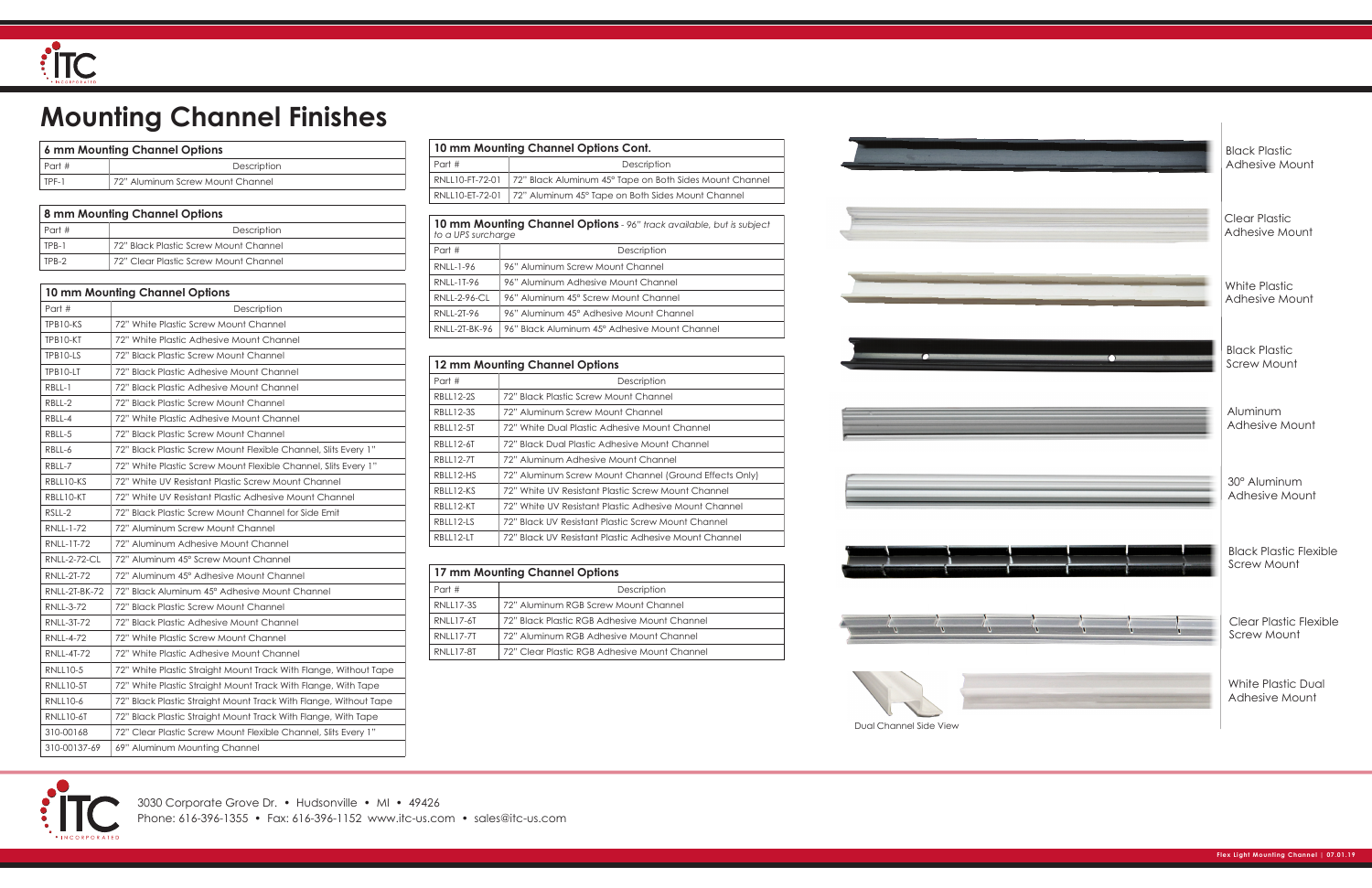# Mounting Channel Finishes

| 6 mm Mounting Channel Options | |
|---|---|
| Part # | Description |
| TPF-1 | 72" Aluminum Screw Mount Channel |

| 8 mm Mounting Channel Options | |
|---|---|
| Part # | Description |
| TPB-1 | 72" Black Plastic Screw Mount Channel |
| TPB-2 | 72" Clear Plastic Screw Mount Channel |

| 10 mm Mounting Channel Options | |
|---|---|
| Part # | Description |
| TPB10-KS | 72" White Plastic Screw Mount Channel |
| TPB10-KT | 72" White Plastic Adhesive Mount Channel |
| TPB10-LS | 72" Black Plastic Screw Mount Channel |
| TPB10-LT | 72" Black Plastic Adhesive Mount Channel |
| RBLL-1 | 72" Black Plastic Adhesive Mount Channel |
| RBLL-2 | 72" Black Plastic Screw Mount Channel |
| RBLL-4 | 72" White Plastic Adhesive Mount Channel |
| RBLL-5 | 72" Black Plastic Screw Mount Channel |
| RBLL-6 | 72" Black Plastic Screw Mount Flexible Channel, Slits Every 1" |
| RBLL-7 | 72" White Plastic Screw Mount Flexible Channel, Slits Every 1" |
| RBLL10-KS | 72" White UV Resistant Plastic Screw Mount Channel |
| RBLL10-KT | 72" White UV Resistant Plastic Adhesive Mount Channel |
| RSLL-2 | 72" Black Plastic Screw Mount Channel for Side Emit |
| RNLL-1-72 | 72" Aluminum Screw Mount Channel |
| RNLL-1T-72 | 72" Aluminum Adhesive Mount Channel |
| RNLL-2-72-CL | 72" Aluminum 45° Screw Mount Channel |
| RNLL-2T-72 | 72" Aluminum 45° Adhesive Mount Channel |
| RNLL-2T-BK-72 | 72" Black Aluminum 45° Adhesive Mount Channel |
| RNLL-3-72 | 72" Black Plastic Screw Mount Channel |
| RNLL-3T-72 | 72" Black Plastic Adhesive Mount Channel |
| RNLL-4-72 | 72" White Plastic Screw Mount Channel |
| RNLL-4T-72 | 72" White Plastic Adhesive Mount Channel |
| RNLL10-5 | 72" White Plastic Straight Mount Track With Flange, Without Tape |
| RNLL10-5T | 72" White Plastic Straight Mount Track With Flange, With Tape |
| RNLL10-6 | 72" Black Plastic Straight Mount Track With Flange, Without Tape |
| RNLL10-6T | 72" Black Plastic Straight Mount Track With Flange, With Tape |
| 310-00168 | 72" Clear Plastic Screw Mount Flexible Channel, Slits Every 1" |
| 310-00137-69 | 69" Aluminum Mounting Channel |

| 10 mm Mounting Channel Options Cont. | |
|---|---|
| Part # | Description |
| RNLL10-FT-72-01 | 72" Black Aluminum 45° Tape on Both Sides Mount Channel |
| RNLL10-ET-72-01 | 72" Aluminum 45° Tape on Both Sides Mount Channel |

| 10 mm Mounting Channel Options - *96" track available, but is subject to a UPS surcharge* | |
|---|---|
| Part # | Description |
| RNLL-1-96 | 96" Aluminum Screw Mount Channel |
| RNLL-1T-96 | 96" Aluminum Adhesive Mount Channel |
| RNLL-2-96-CL | 96" Aluminum 45° Screw Mount Channel |
| RNLL-2T-96 | 96" Aluminum 45° Adhesive Mount Channel |
| RNLL-2T-BK-96 | 96" Black Aluminum 45° Adhesive Mount Channel |

| 12 mm Mounting Channel Options | |
|---|---|
| Part # | Description |
| RBLL12-2S | 72" Black Plastic Screw Mount Channel |
| RBLL12-3S | 72" Aluminum Screw Mount Channel |
| RBLL12-5T | 72" White Dual Plastic Adhesive Mount Channel |
| RBLL12-6T | 72" Black Dual Plastic Adhesive Mount Channel |
| RBLL12-7T | 72" Aluminum Adhesive Mount Channel |
| RBLL12-HS | 72" Aluminum Screw Mount Channel (Ground Effects Only) |
| RBLL12-KS | 72" White UV Resistant Plastic Screw Mount Channel |
| RBLL12-KT | 72" White UV Resistant Plastic Adhesive Mount Channel |
| RBLL12-LS | 72" Black UV Resistant Plastic Screw Mount Channel |
| RBLL12-LT | 72" Black UV Resistant Plastic Adhesive Mount Channel |

| 17 mm Mounting Channel Options | |
|---|---|
| Part # | Description |
| RNLL17-3S | 72" Aluminum RGB Screw Mount Channel |
| RNLL17-6T | 72" Black Plastic RGB Adhesive Mount Channel |
| RNLL17-7T | 72" Aluminum RGB Adhesive Mount Channel |
| RNLL17-8T | 72" Clear Plastic RGB Adhesive Mount Channel |

Black Plastic Adhesive Mount

Clear Plastic Adhesive Mount

White Plastic Adhesive Mount

Black Plastic Screw Mount

Aluminum Adhesive Mount

30° Aluminum Adhesive Mount

Black Plastic Flexible Screw Mount

Clear Plastic Flexible Screw Mount

White Plastic Dual Adhesive Mount

Dual Channel Side View

3030 Corporate Grove Dr. • Hudsonville • MI • 49426
Phone: 616-396-1355 • Fax: 616-396-1152 www.itc-us.com • sales@itc-us.com